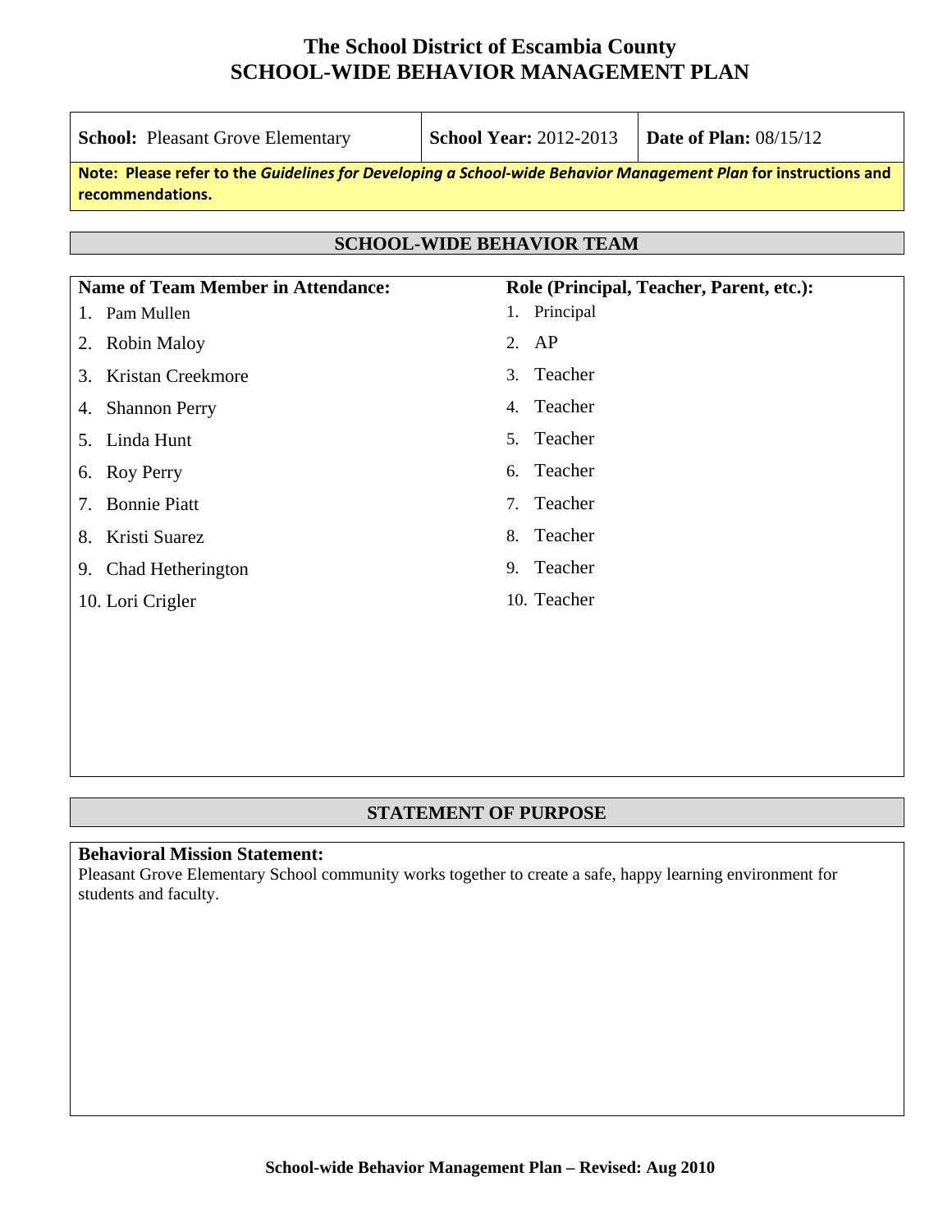# The School District of Escambia County
# SCHOOL-WIDE BEHAVIOR MANAGEMENT PLAN

| **School:** Pleasant Grove Elementary | **School Year:** 2012-2013 | **Date of Plan:** 08/15/12 |
|---|---|---|

**Note: Please refer to the *Guidelines for Developing a School-wide Behavior Management Plan* for instructions and recommendations.**

## SCHOOL-WIDE BEHAVIOR TEAM

| Name of Team Member in Attendance: | Role (Principal, Teacher, Parent, etc.): |
|---|---|
| 1. Pam Mullen | 1. Principal |
| 2. Robin Maloy | 2. AP |
| 3. Kristan Creekmore | 3. Teacher |
| 4. Shannon Perry | 4. Teacher |
| 5. Linda Hunt | 5. Teacher |
| 6. Roy Perry | 6. Teacher |
| 7. Bonnie Piatt | 7. Teacher |
| 8. Kristi Suarez | 8. Teacher |
| 9. Chad Hetherington | 9. Teacher |
| 10. Lori Crigler | 10. Teacher |

## STATEMENT OF PURPOSE

**Behavioral Mission Statement:**
Pleasant Grove Elementary School community works together to create a safe, happy learning environment for students and faculty.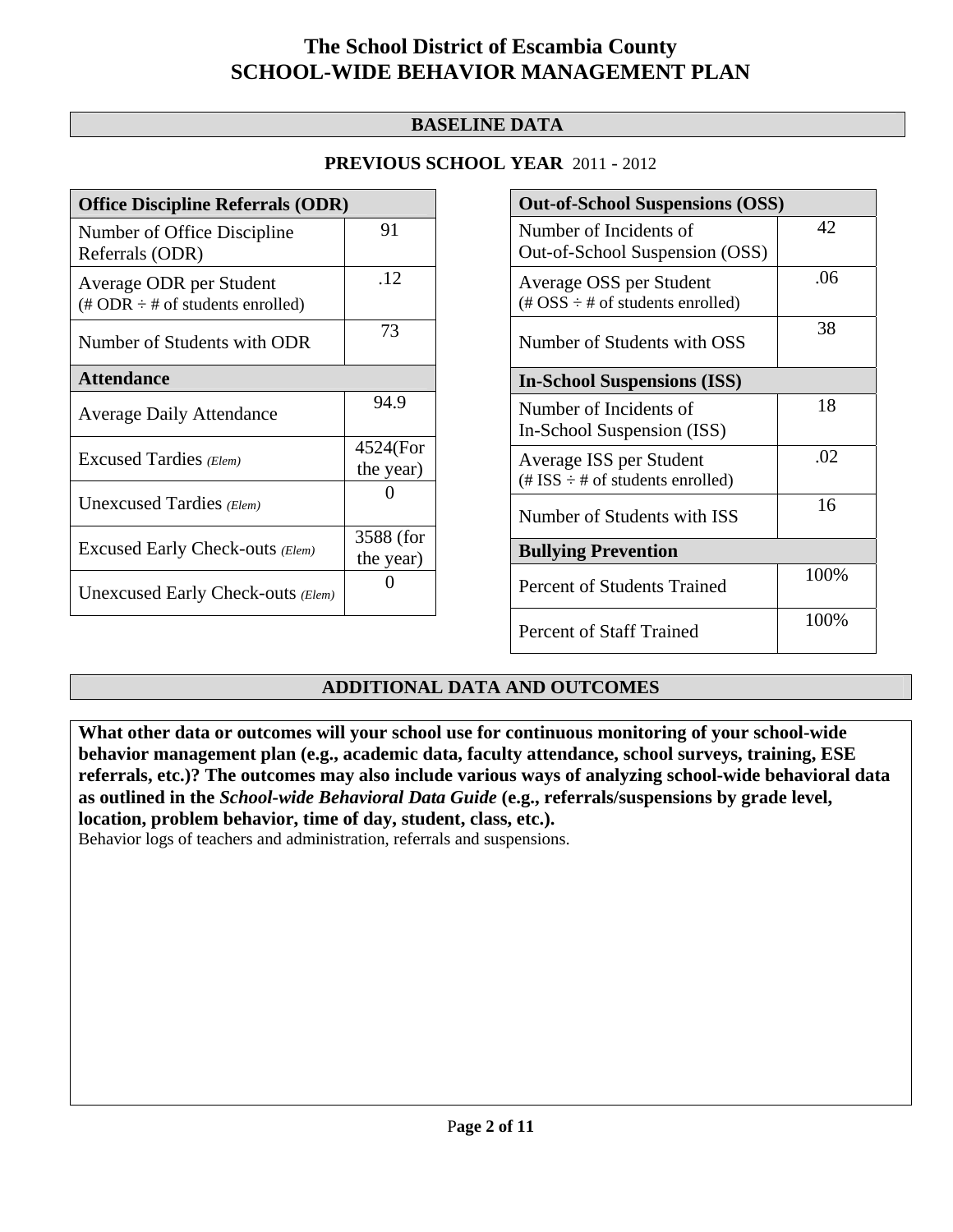# The School District of Escambia County
# SCHOOL-WIDE BEHAVIOR MANAGEMENT PLAN

## BASELINE DATA

### PREVIOUS SCHOOL YEAR 2011 - 2012

| Office Discipline Referrals (ODR) | |
|---|---|
| Number of Office Discipline Referrals (ODR) | 91 |
| Average ODR per Student (# ODR ÷ # of students enrolled) | .12 |
| Number of Students with ODR | 73 |
| **Attendance** | |
| Average Daily Attendance | 94.9 |
| Excused Tardies *(Elem)* | 4524(For the year) |
| Unexcused Tardies *(Elem)* | 0 |
| Excused Early Check-outs *(Elem)* | 3588 (for the year) |
| Unexcused Early Check-outs *(Elem)* | 0 |

| Out-of-School Suspensions (OSS) | |
|---|---|
| Number of Incidents of Out-of-School Suspension (OSS) | 42 |
| Average OSS per Student (# OSS ÷ # of students enrolled) | .06 |
| Number of Students with OSS | 38 |
| **In-School Suspensions (ISS)** | |
| Number of Incidents of In-School Suspension (ISS) | 18 |
| Average ISS per Student (# ISS ÷ # of students enrolled) | .02 |
| Number of Students with ISS | 16 |
| **Bullying Prevention** | |
| Percent of Students Trained | 100% |
| Percent of Staff Trained | 100% |

## ADDITIONAL DATA AND OUTCOMES

**What other data or outcomes will your school use for continuous monitoring of your school-wide behavior management plan (e.g., academic data, faculty attendance, school surveys, training, ESE referrals, etc.)? The outcomes may also include various ways of analyzing school-wide behavioral data as outlined in the *School-wide Behavioral Data Guide* (e.g., referrals/suspensions by grade level, location, problem behavior, time of day, student, class, etc.).**

Behavior logs of teachers and administration, referrals and suspensions.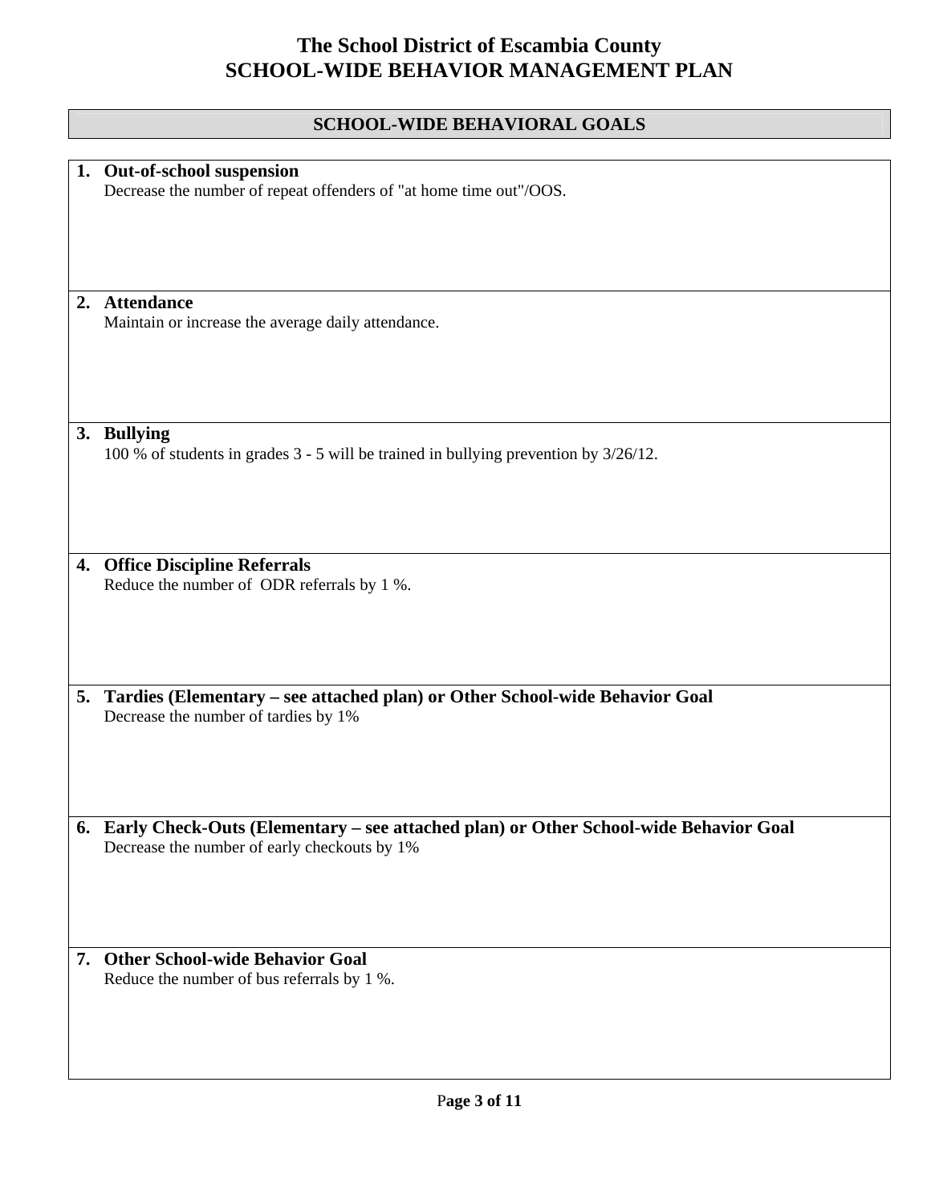# The School District of Escambia County
# SCHOOL-WIDE BEHAVIOR MANAGEMENT PLAN

## SCHOOL-WIDE BEHAVIORAL GOALS

1. **Out-of-school suspension**
   Decrease the number of repeat offenders of "at home time out"/OOS.

2. **Attendance**
   Maintain or increase the average daily attendance.

3. **Bullying**
   100 % of students in grades 3 - 5 will be trained in bullying prevention by 3/26/12.

4. **Office Discipline Referrals**
   Reduce the number of ODR referrals by 1 %.

5. **Tardies (Elementary – see attached plan) or Other School-wide Behavior Goal**
   Decrease the number of tardies by 1%

6. **Early Check-Outs (Elementary – see attached plan) or Other School-wide Behavior Goal**
   Decrease the number of early checkouts by 1%

7. **Other School-wide Behavior Goal**
   Reduce the number of bus referrals by 1 %.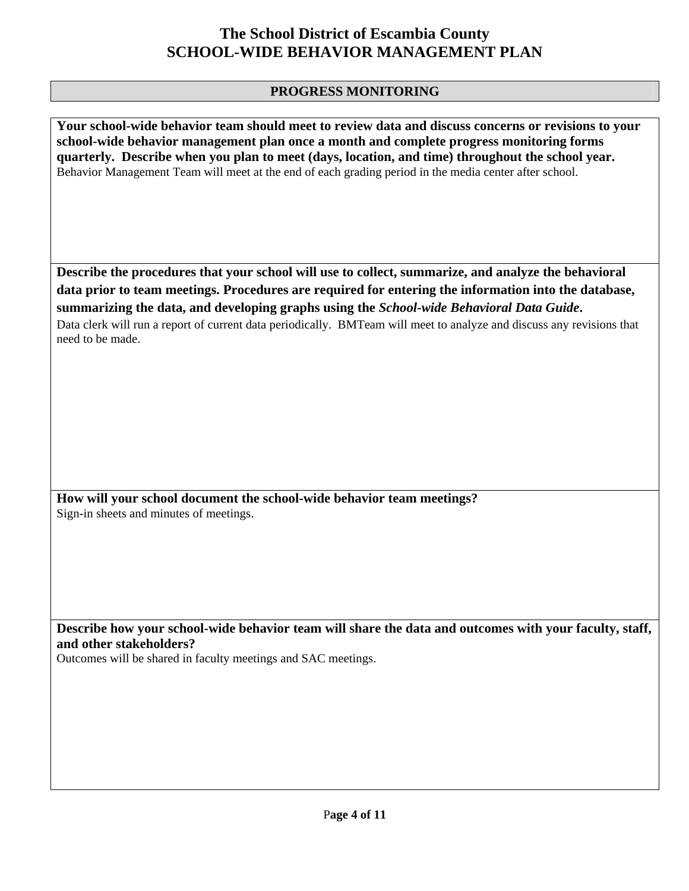# The School District of Escambia County
# SCHOOL-WIDE BEHAVIOR MANAGEMENT PLAN

## PROGRESS MONITORING

**Your school-wide behavior team should meet to review data and discuss concerns or revisions to your school-wide behavior management plan once a month and complete progress monitoring forms quarterly. Describe when you plan to meet (days, location, and time) throughout the school year.**

Behavior Management Team will meet at the end of each grading period in the media center after school.

**Describe the procedures that your school will use to collect, summarize, and analyze the behavioral data prior to team meetings. Procedures are required for entering the information into the database, summarizing the data, and developing graphs using the *School-wide Behavioral Data Guide*.**

Data clerk will run a report of current data periodically. BMTeam will meet to analyze and discuss any revisions that need to be made.

**How will your school document the school-wide behavior team meetings?**

Sign-in sheets and minutes of meetings.

**Describe how your school-wide behavior team will share the data and outcomes with your faculty, staff, and other stakeholders?**

Outcomes will be shared in faculty meetings and SAC meetings.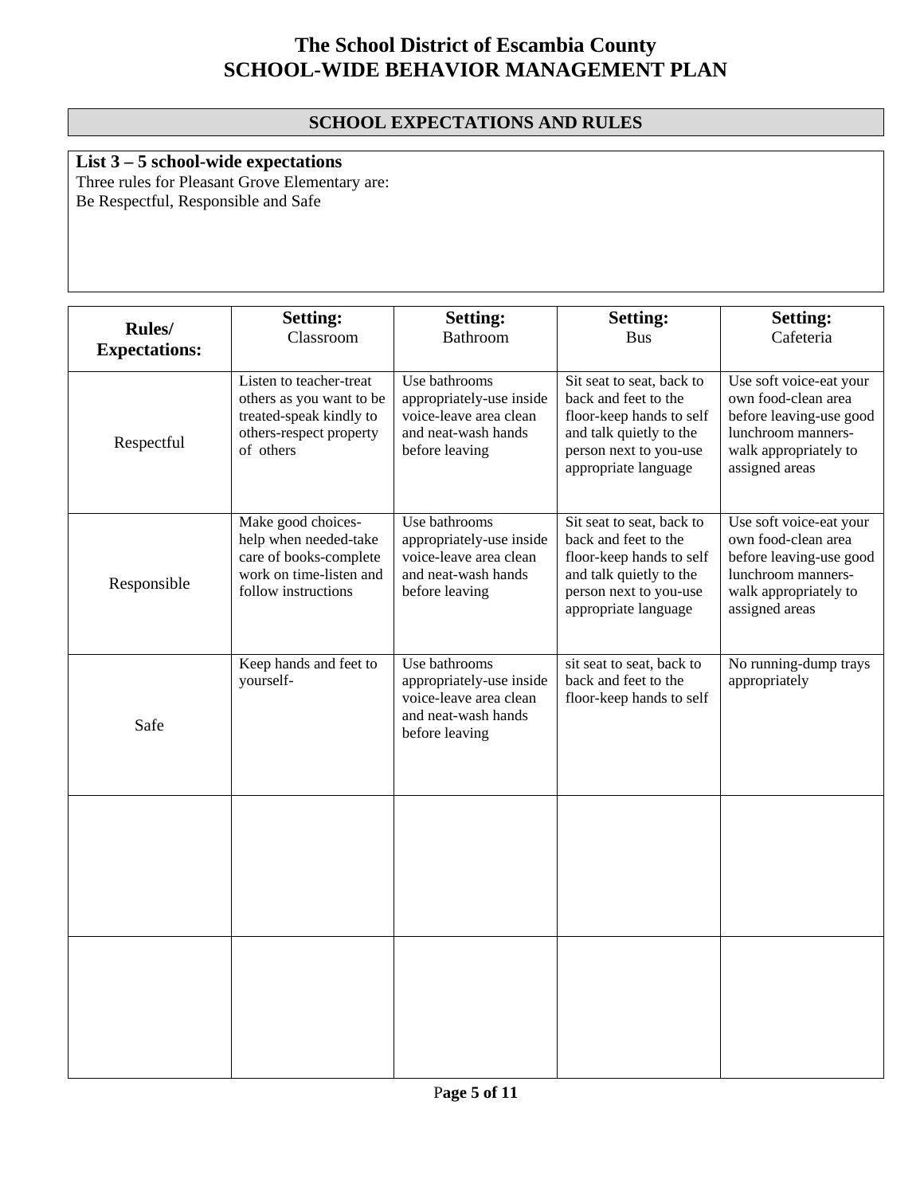# The School District of Escambia County
# SCHOOL-WIDE BEHAVIOR MANAGEMENT PLAN

## SCHOOL EXPECTATIONS AND RULES

**List 3 – 5 school-wide expectations**

Three rules for Pleasant Grove Elementary are:
Be Respectful, Responsible and Safe

| **Rules/ Expectations:** | **Setting:** Classroom | **Setting:** Bathroom | **Setting:** Bus | **Setting:** Cafeteria |
|---|---|---|---|---|
| Respectful | Listen to teacher-treat others as you want to be treated-speak kindly to others-respect property of others | Use bathrooms appropriately-use inside voice-leave area clean and neat-wash hands before leaving | Sit seat to seat, back to back and feet to the floor-keep hands to self and talk quietly to the person next to you-use appropriate language | Use soft voice-eat your own food-clean area before leaving-use good lunchroom manners-walk appropriately to assigned areas |
| Responsible | Make good choices-help when needed-take care of books-complete work on time-listen and follow instructions | Use bathrooms appropriately-use inside voice-leave area clean and neat-wash hands before leaving | Sit seat to seat, back to back and feet to the floor-keep hands to self and talk quietly to the person next to you-use appropriate language | Use soft voice-eat your own food-clean area before leaving-use good lunchroom manners-walk appropriately to assigned areas |
| Safe | Keep hands and feet to yourself- | Use bathrooms appropriately-use inside voice-leave area clean and neat-wash hands before leaving | sit seat to seat, back to back and feet to the floor-keep hands to self | No running-dump trays appropriately |
| | | | | |
| | | | | |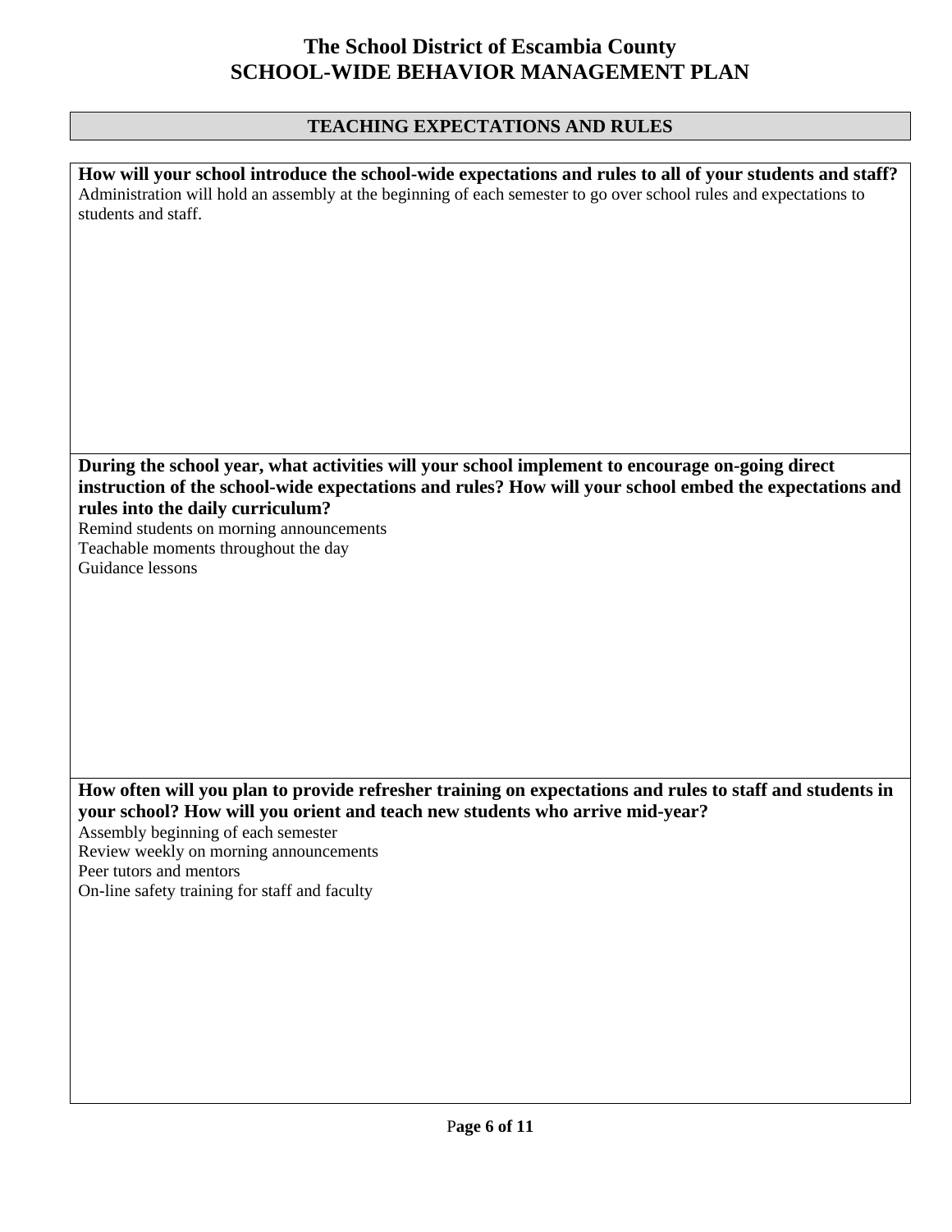# The School District of Escambia County
# SCHOOL-WIDE BEHAVIOR MANAGEMENT PLAN

## TEACHING EXPECTATIONS AND RULES

**How will your school introduce the school-wide expectations and rules to all of your students and staff?**

Administration will hold an assembly at the beginning of each semester to go over school rules and expectations to students and staff.

**During the school year, what activities will your school implement to encourage on-going direct instruction of the school-wide expectations and rules? How will your school embed the expectations and rules into the daily curriculum?**

Remind students on morning announcements
Teachable moments throughout the day
Guidance lessons

**How often will you plan to provide refresher training on expectations and rules to staff and students in your school? How will you orient and teach new students who arrive mid-year?**

Assembly beginning of each semester
Review weekly on morning announcements
Peer tutors and mentors
On-line safety training for staff and faculty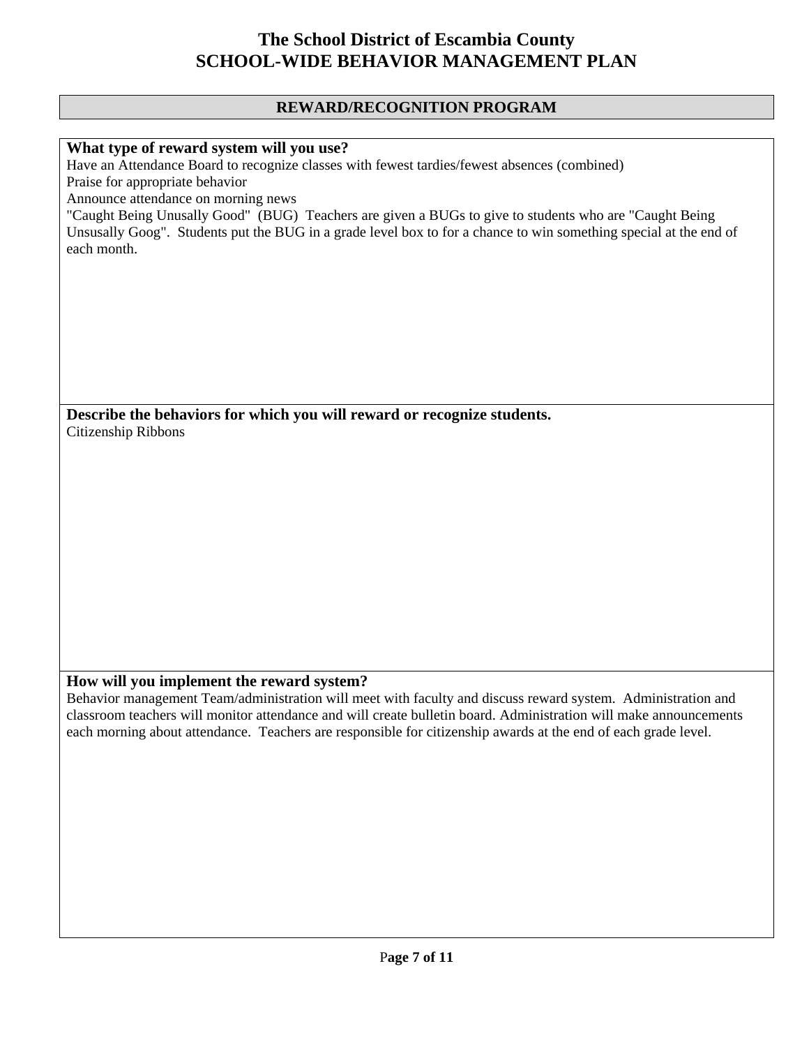# The School District of Escambia County
# SCHOOL-WIDE BEHAVIOR MANAGEMENT PLAN

## REWARD/RECOGNITION PROGRAM

**What type of reward system will you use?**

Have an Attendance Board to recognize classes with fewest tardies/fewest absences (combined)
Praise for appropriate behavior
Announce attendance on morning news
"Caught Being Unusally Good" (BUG) Teachers are given a BUGs to give to students who are "Caught Being Unsusally Goog". Students put the BUG in a grade level box to for a chance to win something special at the end of each month.

**Describe the behaviors for which you will reward or recognize students.**

Citizenship Ribbons

**How will you implement the reward system?**

Behavior management Team/administration will meet with faculty and discuss reward system. Administration and classroom teachers will monitor attendance and will create bulletin board. Administration will make announcements each morning about attendance. Teachers are responsible for citizenship awards at the end of each grade level.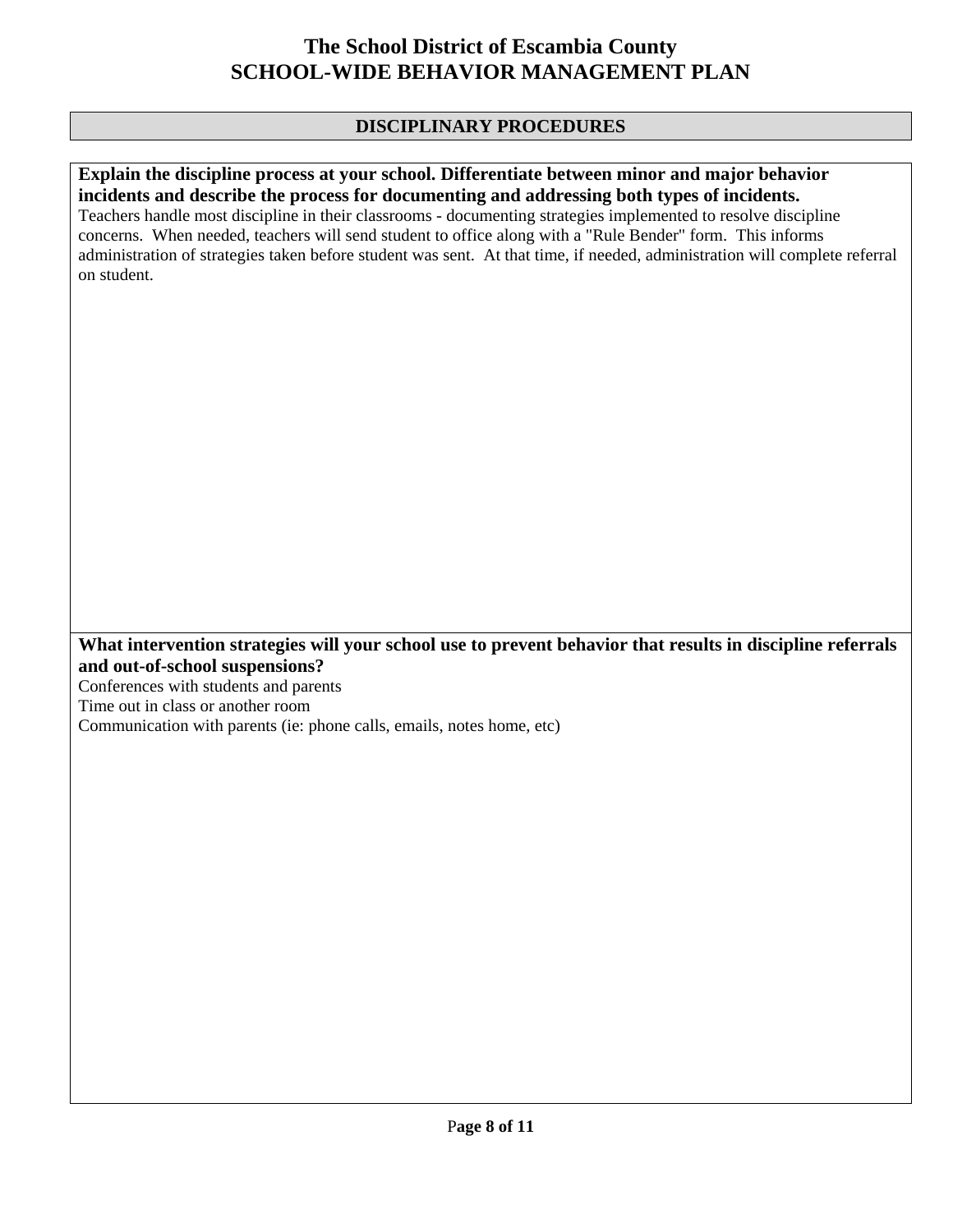# The School District of Escambia County
# SCHOOL-WIDE BEHAVIOR MANAGEMENT PLAN

## DISCIPLINARY PROCEDURES

**Explain the discipline process at your school. Differentiate between minor and major behavior incidents and describe the process for documenting and addressing both types of incidents.**

Teachers handle most discipline in their classrooms - documenting strategies implemented to resolve discipline concerns. When needed, teachers will send student to office along with a "Rule Bender" form. This informs administration of strategies taken before student was sent. At that time, if needed, administration will complete referral on student.

**What intervention strategies will your school use to prevent behavior that results in discipline referrals and out-of-school suspensions?**

Conferences with students and parents
Time out in class or another room
Communication with parents (ie: phone calls, emails, notes home, etc)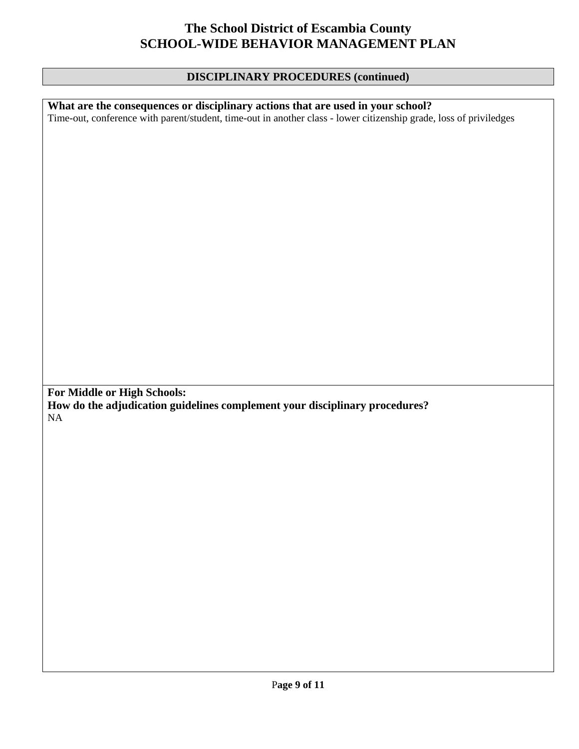# The School District of Escambia County
# SCHOOL-WIDE BEHAVIOR MANAGEMENT PLAN

## DISCIPLINARY PROCEDURES (continued)

**What are the consequences or disciplinary actions that are used in your school?**

Time-out, conference with parent/student, time-out in another class - lower citizenship grade, loss of priviledges

**For Middle or High Schools:**
**How do the adjudication guidelines complement your disciplinary procedures?**

NA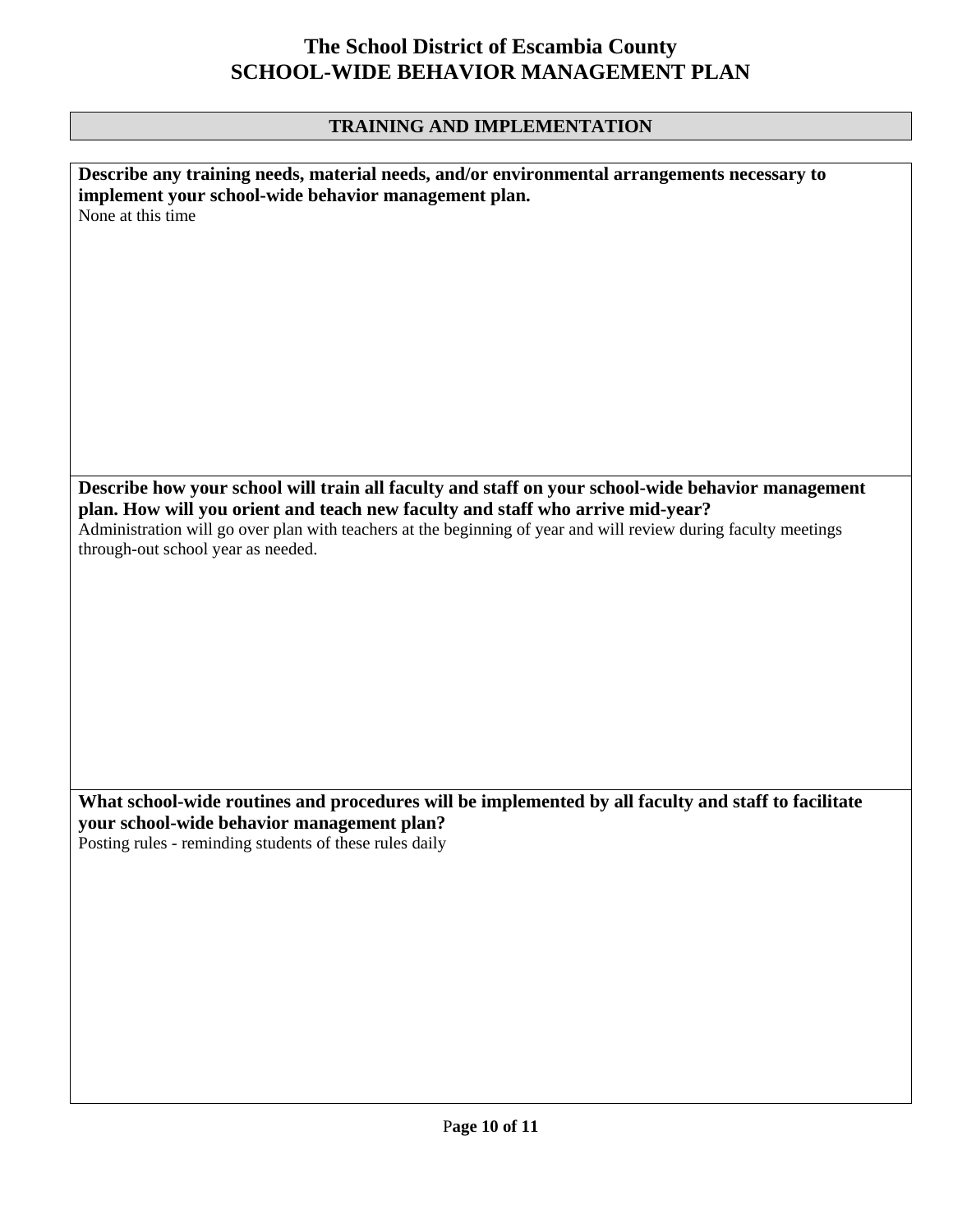# The School District of Escambia County
# SCHOOL-WIDE BEHAVIOR MANAGEMENT PLAN

## TRAINING AND IMPLEMENTATION

**Describe any training needs, material needs, and/or environmental arrangements necessary to implement your school-wide behavior management plan.**

None at this time

**Describe how your school will train all faculty and staff on your school-wide behavior management plan. How will you orient and teach new faculty and staff who arrive mid-year?**

Administration will go over plan with teachers at the beginning of year and will review during faculty meetings through-out school year as needed.

**What school-wide routines and procedures will be implemented by all faculty and staff to facilitate your school-wide behavior management plan?**

Posting rules - reminding students of these rules daily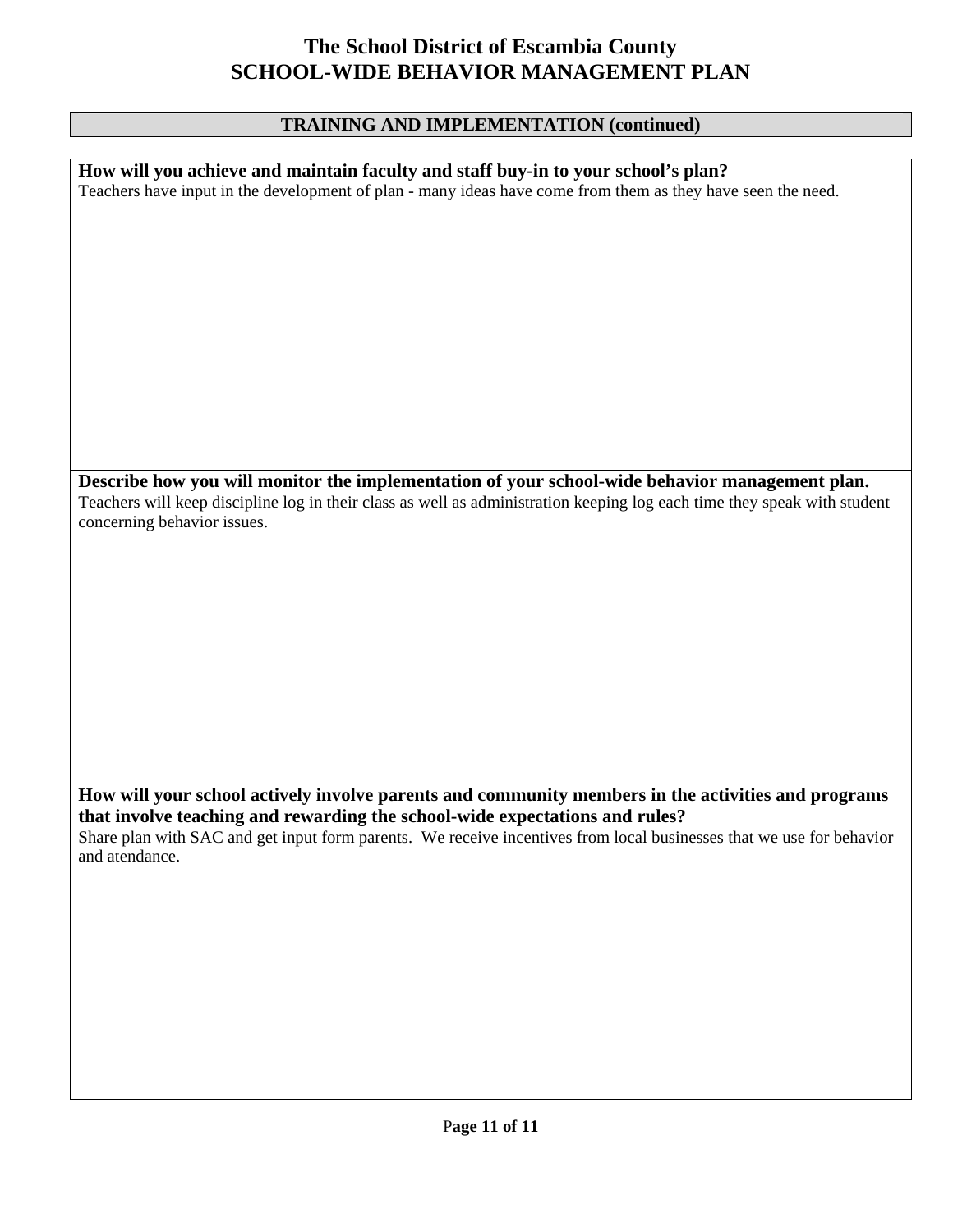# The School District of Escambia County
# SCHOOL-WIDE BEHAVIOR MANAGEMENT PLAN

## TRAINING AND IMPLEMENTATION (continued)

**How will you achieve and maintain faculty and staff buy-in to your school's plan?**

Teachers have input in the development of plan - many ideas have come from them as they have seen the need.

**Describe how you will monitor the implementation of your school-wide behavior management plan.**

Teachers will keep discipline log in their class as well as administration keeping log each time they speak with student concerning behavior issues.

**How will your school actively involve parents and community members in the activities and programs that involve teaching and rewarding the school-wide expectations and rules?**

Share plan with SAC and get input form parents. We receive incentives from local businesses that we use for behavior and atendance.